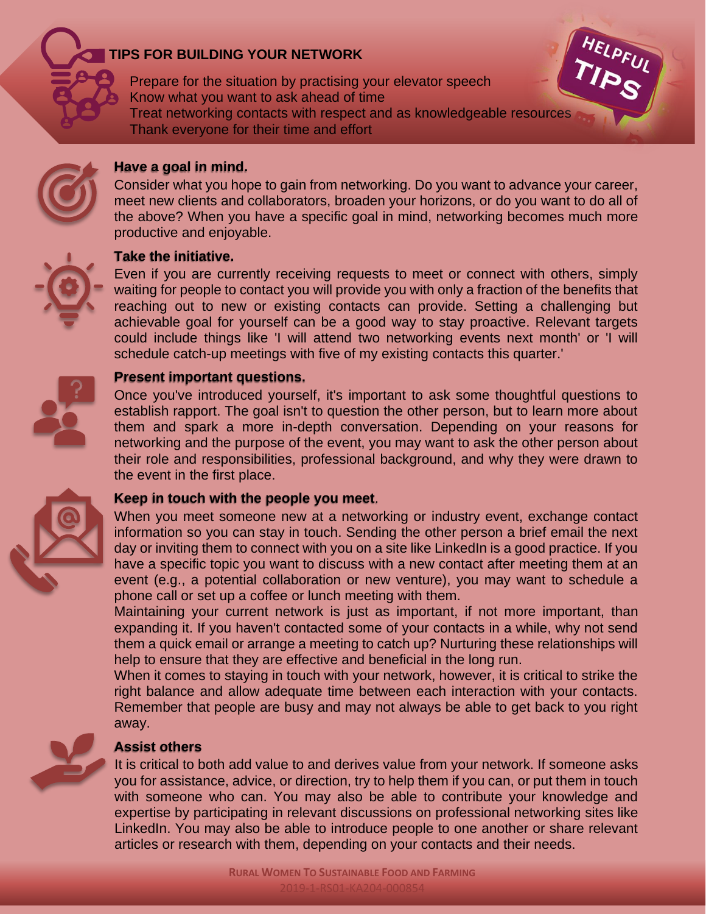## TIPS FOR BUILDING YOUR NETWORK

- Prepare for the situation by practising your elevator speech
- Know what you want to ask ahead of time
- Treat networking contacts with respect and as knowledgeable resources
- Thank everyone for their time and effort

### Have a goal in mind.

Consider what you hope to gain from networking. Do you want to advance your career, meet new clients and collaborators, broaden your horizons, or do you want to do all of the above? When you have a specific goal in mind, networking becomes much more productive and enjoyable.

### Take the initiative.

Even if you are currently receiving requests to meet or connect with others, simply waiting for people to contact you will provide you with only a fraction of the benefits that reaching out to new or existing contacts can provide. Setting a challenging but achievable goal for yourself can be a good way to stay proactive. Relevant targets could include things like 'I will attend two networking events next month' or 'I will schedule catch-up meetings with five of my existing contacts this quarter.'

### Present important questions.

Once you've introduced yourself, it's important to ask some thoughtful questions to establish rapport. The goal isn't to question the other person, but to learn more about them and spark a more in-depth conversation. Depending on your reasons for networking and the purpose of the event, you may want to ask the other person about their role and responsibilities, professional background, and why they were drawn to the event in the first place.

### Keep in touch with the people you meet.

When you meet someone new at a networking or industry event, exchange contact information so you can stay in touch. Sending the other person a brief email the next day or inviting them to connect with you on a site like LinkedIn is a good practice. If you have a specific topic you want to discuss with a new contact after meeting them at an event (e.g., a potential collaboration or new venture), you may want to schedule a phone call or set up a coffee or lunch meeting with them.

Maintaining your current network is just as important, if not more important, than expanding it. If you haven't contacted some of your contacts in a while, why not send them a quick email or arrange a meeting to catch up? Nurturing these relationships will help to ensure that they are effective and beneficial in the long run.

When it comes to staying in touch with your network, however, it is critical to strike the right balance and allow adequate time between each interaction with your contacts. Remember that people are busy and may not always be able to get back to you right away.

### Assist others

It is critical to both add value to and derives value from your network. If someone asks you for assistance, advice, or direction, try to help them if you can, or put them in touch with someone who can. You may also be able to contribute your knowledge and expertise by participating in relevant discussions on professional networking sites like LinkedIn. You may also be able to introduce people to one another or share relevant articles or research with them, depending on your contacts and their needs.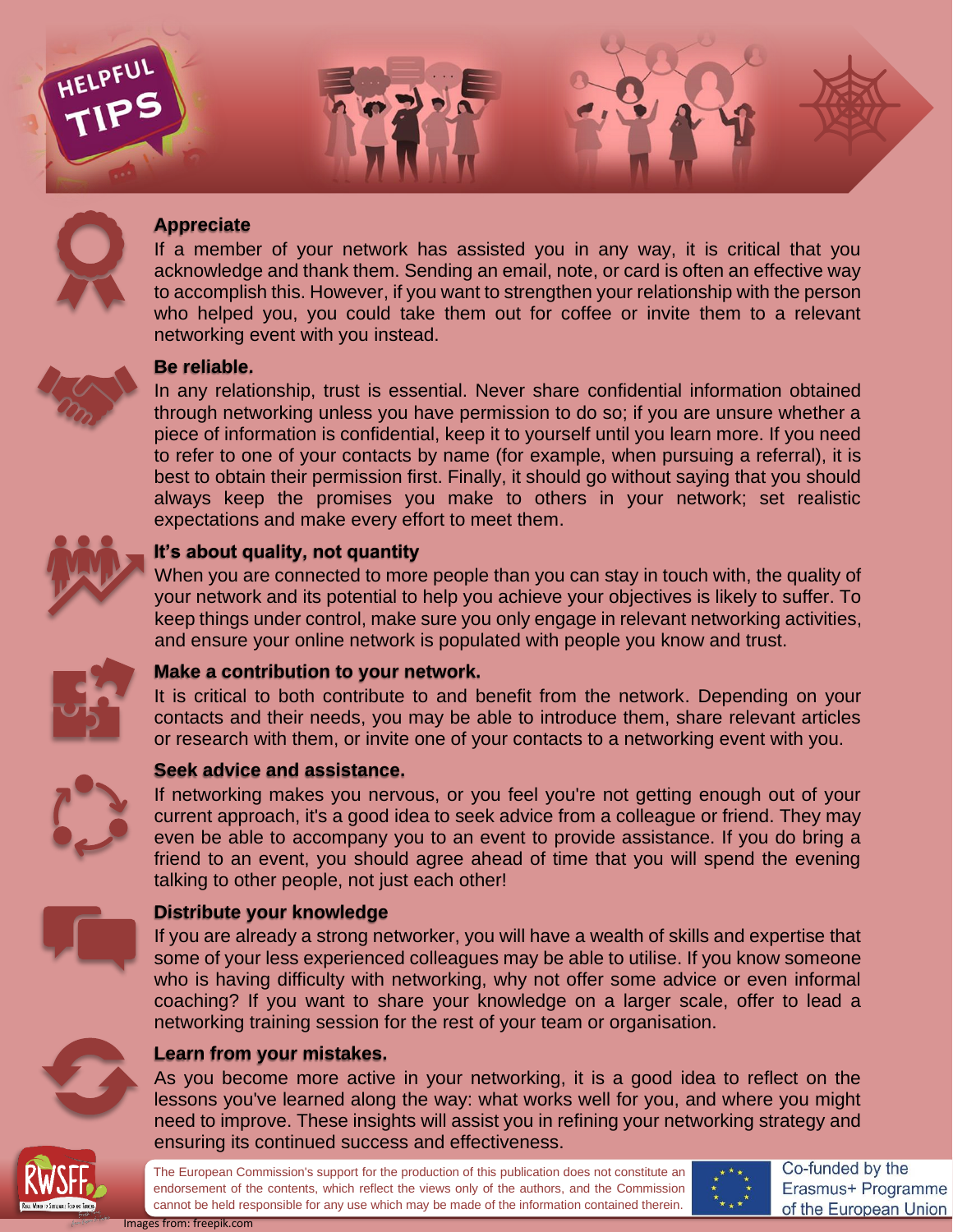# HELPFUL TIPS

### Appreciate

If a member of your network has assisted you in any way, it is critical that you acknowledge and thank them. Sending an email, note, or card is often an effective way to accomplish this. However, if you want to strengthen your relationship with the person who helped you, you could take them out for coffee or invite them to a relevant networking event with you instead.

### Be reliable.

In any relationship, trust is essential. Never share confidential information obtained through networking unless you have permission to do so; if you are unsure whether a piece of information is confidential, keep it to yourself until you learn more. If you need to refer to one of your contacts by name (for example, when pursuing a referral), it is best to obtain their permission first. Finally, it should go without saying that you should always keep the promises you make to others in your network; set realistic expectations and make every effort to meet them.

### It's about quality, not quantity

When you are connected to more people than you can stay in touch with, the quality of your network and its potential to help you achieve your objectives is likely to suffer. To keep things under control, make sure you only engage in relevant networking activities, and ensure your online network is populated with people you know and trust.

### Make a contribution to your network.

It is critical to both contribute to and benefit from the network. Depending on your contacts and their needs, you may be able to introduce them, share relevant articles or research with them, or invite one of your contacts to a networking event with you.

### Seek advice and assistance.

If networking makes you nervous, or you feel you're not getting enough out of your current approach, it's a good idea to seek advice from a colleague or friend. They may even be able to accompany you to an event to provide assistance. If you do bring a friend to an event, you should agree ahead of time that you will spend the evening talking to other people, not just each other!

### Distribute your knowledge

If you are already a strong networker, you will have a wealth of skills and expertise that some of your less experienced colleagues may be able to utilise. If you know someone who is having difficulty with networking, why not offer some advice or even informal coaching? If you want to share your knowledge on a larger scale, offer to lead a networking training session for the rest of your team or organisation.

### Learn from your mistakes.

As you become more active in your networking, it is a good idea to reflect on the lessons you've learned along the way: what works well for you, and where you might need to improve. These insights will assist you in refining your networking strategy and ensuring its continued success and effectiveness.

The European Commission's support for the production of this publication does not constitute an endorsement of the contents, which reflect the views only of the authors, and the Commission cannot be held responsible for any use which may be made of the information contained therein.

Co-funded by the Erasmus+ Programme of the European Union

Images from: freepik.com